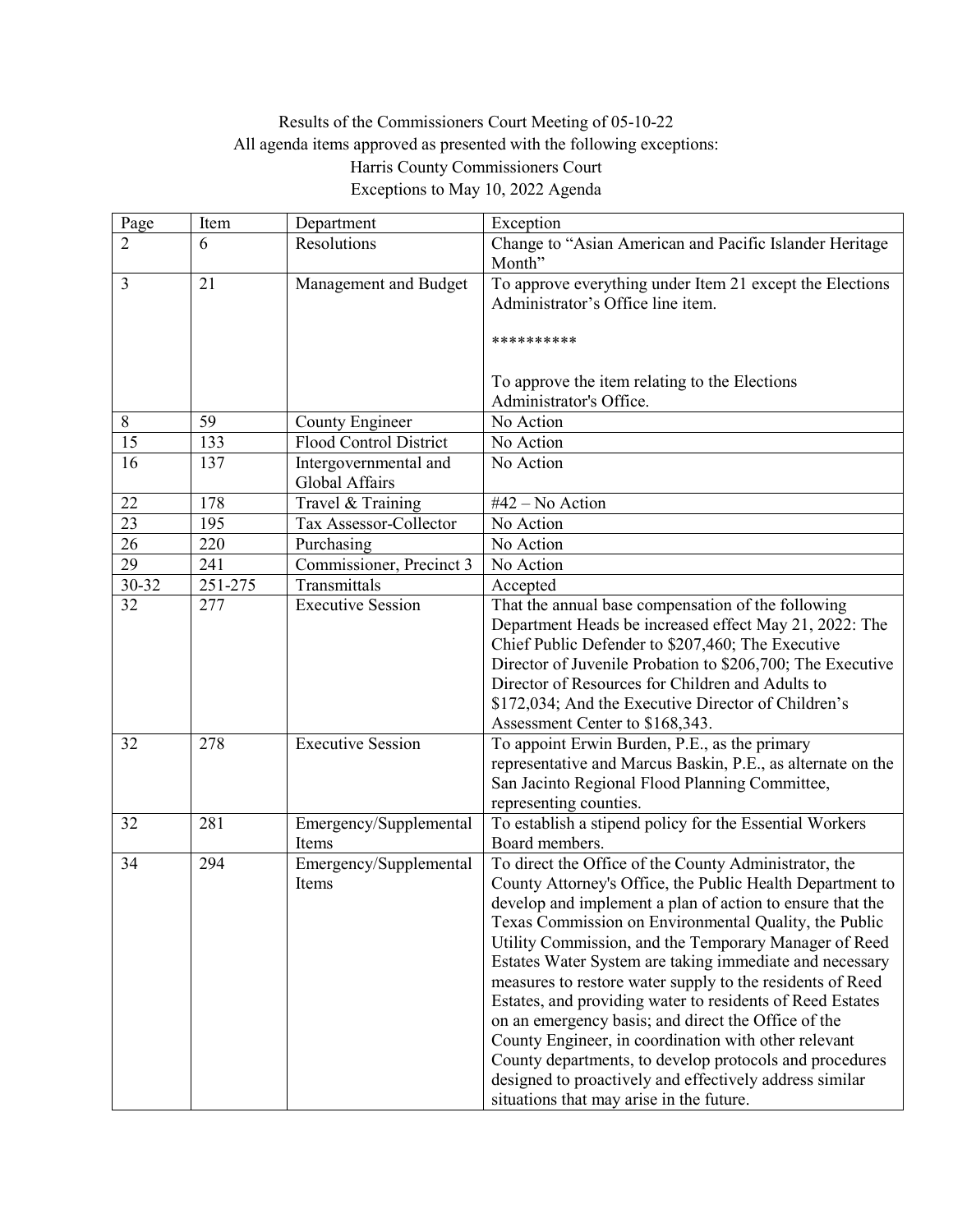Results of the Commissioners Court Meeting of 05-10-22

All agenda items approved as presented with the following exceptions:

Harris County Commissioners Court

Exceptions to May 10, 2022 Agenda

| Page | Item | Department | Exception |
|---|---|---|---|
| 2 | 6 | Resolutions | Change to "Asian American and Pacific Islander Heritage Month" |
| 3 | 21 | Management and Budget | To approve everything under Item 21 except the Elections Administrator's Office line item. <br><br> ********** <br><br> To approve the item relating to the Elections Administrator's Office. |
| 8 | 59 | County Engineer | No Action |
| 15 | 133 | Flood Control District | No Action |
| 16 | 137 | Intergovernmental and Global Affairs | No Action |
| 22 | 178 | Travel & Training | #42 – No Action |
| 23 | 195 | Tax Assessor-Collector | No Action |
| 26 | 220 | Purchasing | No Action |
| 29 | 241 | Commissioner, Precinct 3 | No Action |
| 30-32 | 251-275 | Transmittals | Accepted |
| 32 | 277 | Executive Session | That the annual base compensation of the following Department Heads be increased effect May 21, 2022: The Chief Public Defender to $207,460; The Executive Director of Juvenile Probation to $206,700; The Executive Director of Resources for Children and Adults to $172,034; And the Executive Director of Children's Assessment Center to $168,343. |
| 32 | 278 | Executive Session | To appoint Erwin Burden, P.E., as the primary representative and Marcus Baskin, P.E., as alternate on the San Jacinto Regional Flood Planning Committee, representing counties. |
| 32 | 281 | Emergency/Supplemental Items | To establish a stipend policy for the Essential Workers Board members. |
| 34 | 294 | Emergency/Supplemental Items | To direct the Office of the County Administrator, the County Attorney's Office, the Public Health Department to develop and implement a plan of action to ensure that the Texas Commission on Environmental Quality, the Public Utility Commission, and the Temporary Manager of Reed Estates Water System are taking immediate and necessary measures to restore water supply to the residents of Reed Estates, and providing water to residents of Reed Estates on an emergency basis; and direct the Office of the County Engineer, in coordination with other relevant County departments, to develop protocols and procedures designed to proactively and effectively address similar situations that may arise in the future. |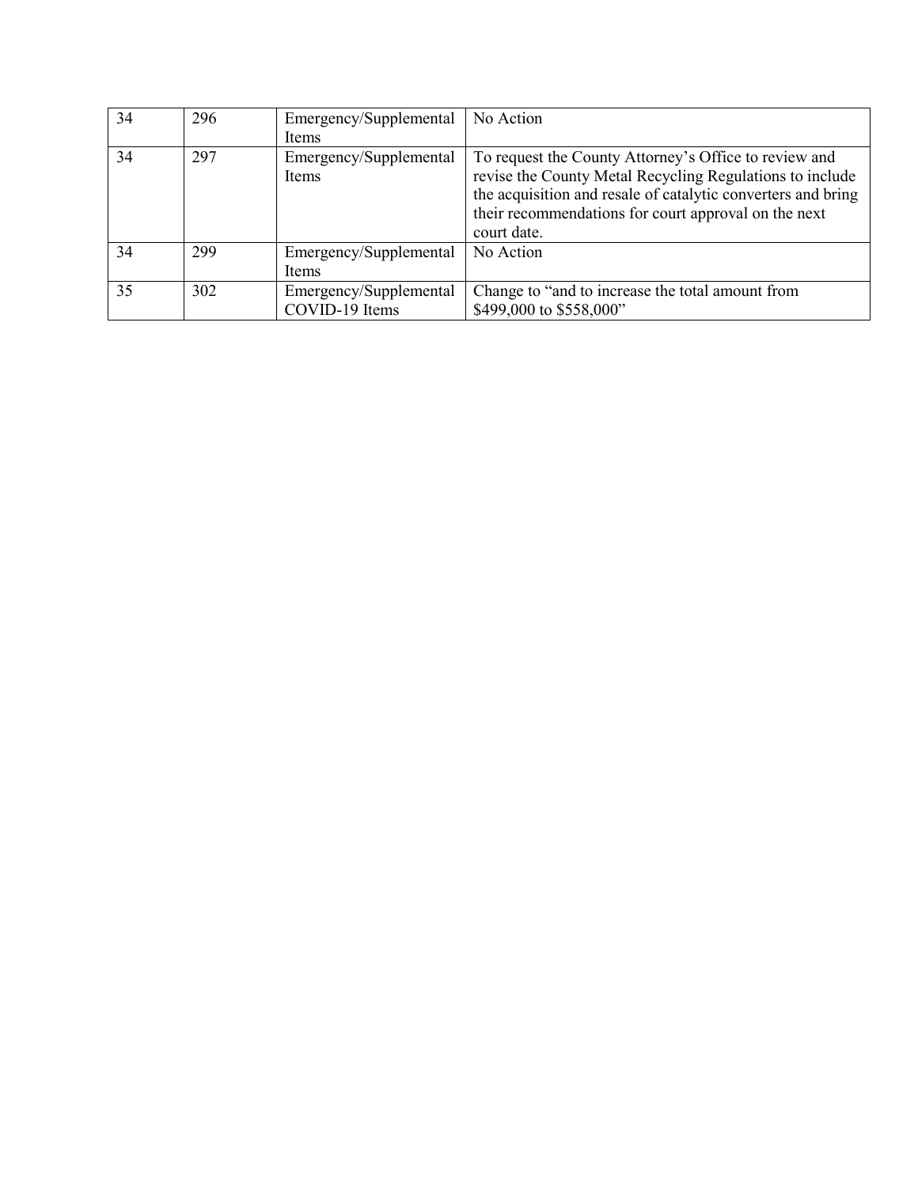| | | | |
|---|---|---|---|
| 34 | 296 | Emergency/Supplemental Items | No Action |
| 34 | 297 | Emergency/Supplemental Items | To request the County Attorney's Office to review and revise the County Metal Recycling Regulations to include the acquisition and resale of catalytic converters and bring their recommendations for court approval on the next court date. |
| 34 | 299 | Emergency/Supplemental Items | No Action |
| 35 | 302 | Emergency/Supplemental COVID-19 Items | Change to "and to increase the total amount from \$499,000 to \$558,000" |